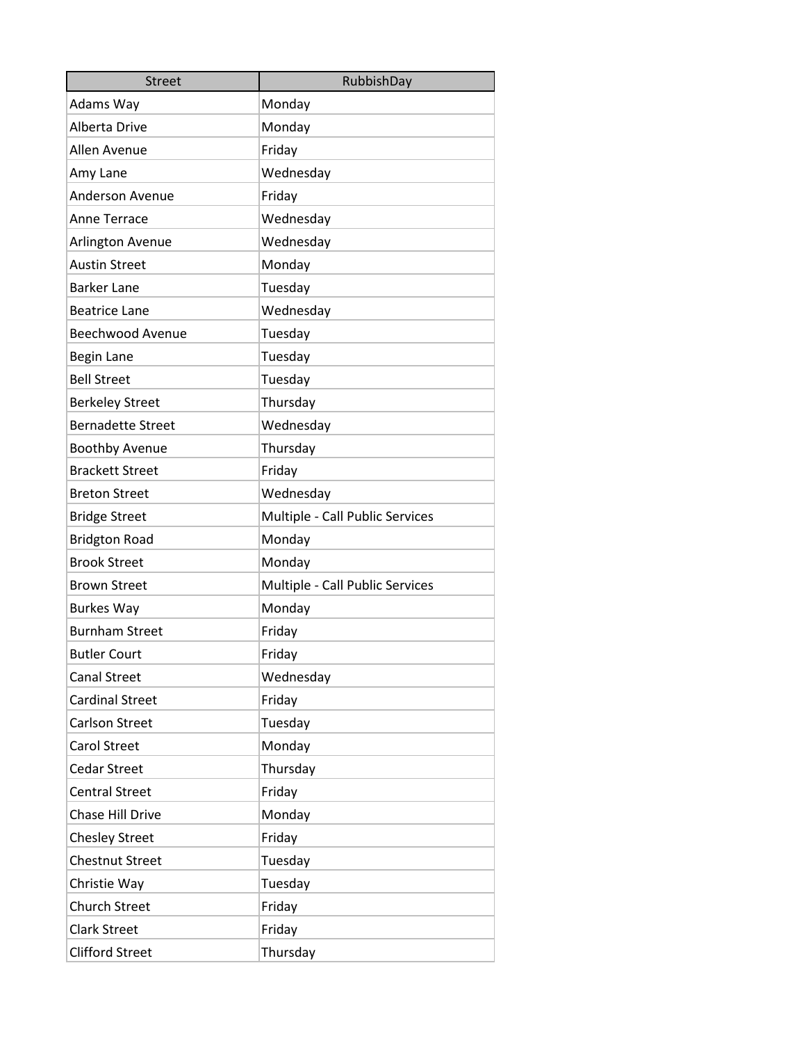| Street | RubbishDay |
| --- | --- |
| Adams Way | Monday |
| Alberta Drive | Monday |
| Allen Avenue | Friday |
| Amy Lane | Wednesday |
| Anderson Avenue | Friday |
| Anne Terrace | Wednesday |
| Arlington Avenue | Wednesday |
| Austin Street | Monday |
| Barker Lane | Tuesday |
| Beatrice Lane | Wednesday |
| Beechwood Avenue | Tuesday |
| Begin Lane | Tuesday |
| Bell Street | Tuesday |
| Berkeley Street | Thursday |
| Bernadette Street | Wednesday |
| Boothby Avenue | Thursday |
| Brackett Street | Friday |
| Breton Street | Wednesday |
| Bridge Street | Multiple - Call Public Services |
| Bridgton Road | Monday |
| Brook Street | Monday |
| Brown Street | Multiple - Call Public Services |
| Burkes Way | Monday |
| Burnham Street | Friday |
| Butler Court | Friday |
| Canal Street | Wednesday |
| Cardinal Street | Friday |
| Carlson Street | Tuesday |
| Carol Street | Monday |
| Cedar Street | Thursday |
| Central Street | Friday |
| Chase Hill Drive | Monday |
| Chesley Street | Friday |
| Chestnut Street | Tuesday |
| Christie Way | Tuesday |
| Church Street | Friday |
| Clark Street | Friday |
| Clifford Street | Thursday |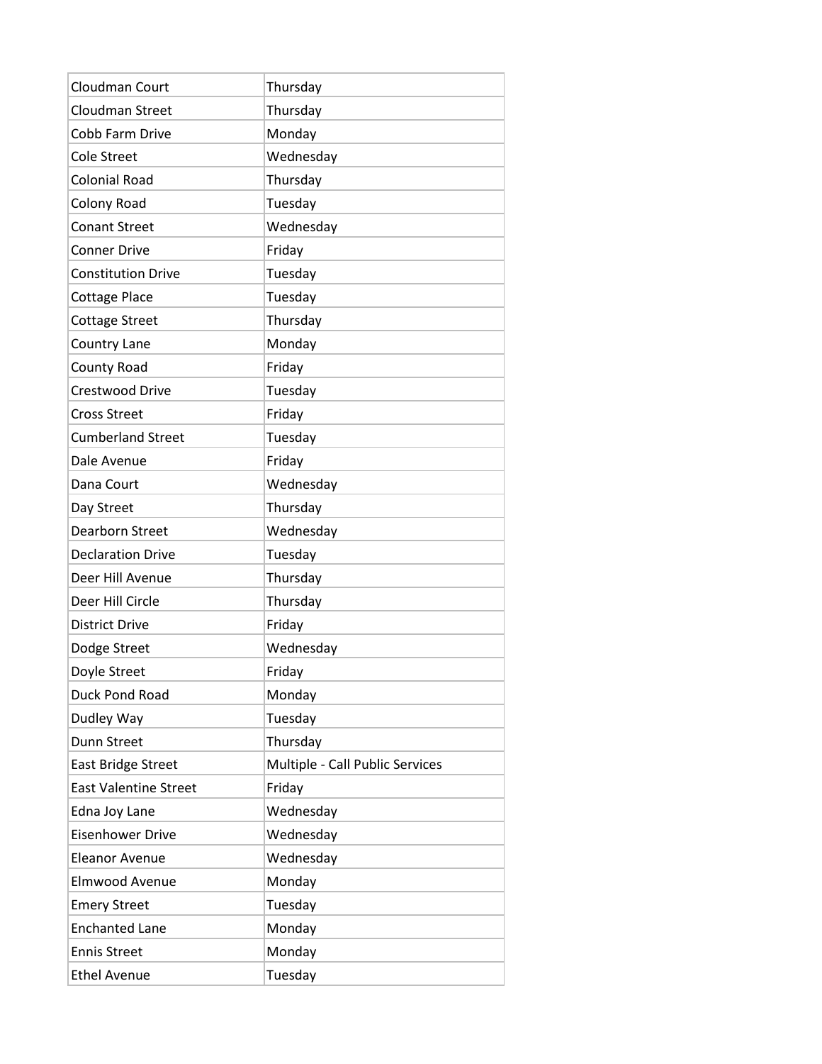| Cloudman Court | Thursday |
|---|---|
| Cloudman Street | Thursday |
| Cobb Farm Drive | Monday |
| Cole Street | Wednesday |
| Colonial Road | Thursday |
| Colony Road | Tuesday |
| Conant Street | Wednesday |
| Conner Drive | Friday |
| Constitution Drive | Tuesday |
| Cottage Place | Tuesday |
| Cottage Street | Thursday |
| Country Lane | Monday |
| County Road | Friday |
| Crestwood Drive | Tuesday |
| Cross Street | Friday |
| Cumberland Street | Tuesday |
| Dale Avenue | Friday |
| Dana Court | Wednesday |
| Day Street | Thursday |
| Dearborn Street | Wednesday |
| Declaration Drive | Tuesday |
| Deer Hill Avenue | Thursday |
| Deer Hill Circle | Thursday |
| District Drive | Friday |
| Dodge Street | Wednesday |
| Doyle Street | Friday |
| Duck Pond Road | Monday |
| Dudley Way | Tuesday |
| Dunn Street | Thursday |
| East Bridge Street | Multiple - Call Public Services |
| East Valentine Street | Friday |
| Edna Joy Lane | Wednesday |
| Eisenhower Drive | Wednesday |
| Eleanor Avenue | Wednesday |
| Elmwood Avenue | Monday |
| Emery Street | Tuesday |
| Enchanted Lane | Monday |
| Ennis Street | Monday |
| Ethel Avenue | Tuesday |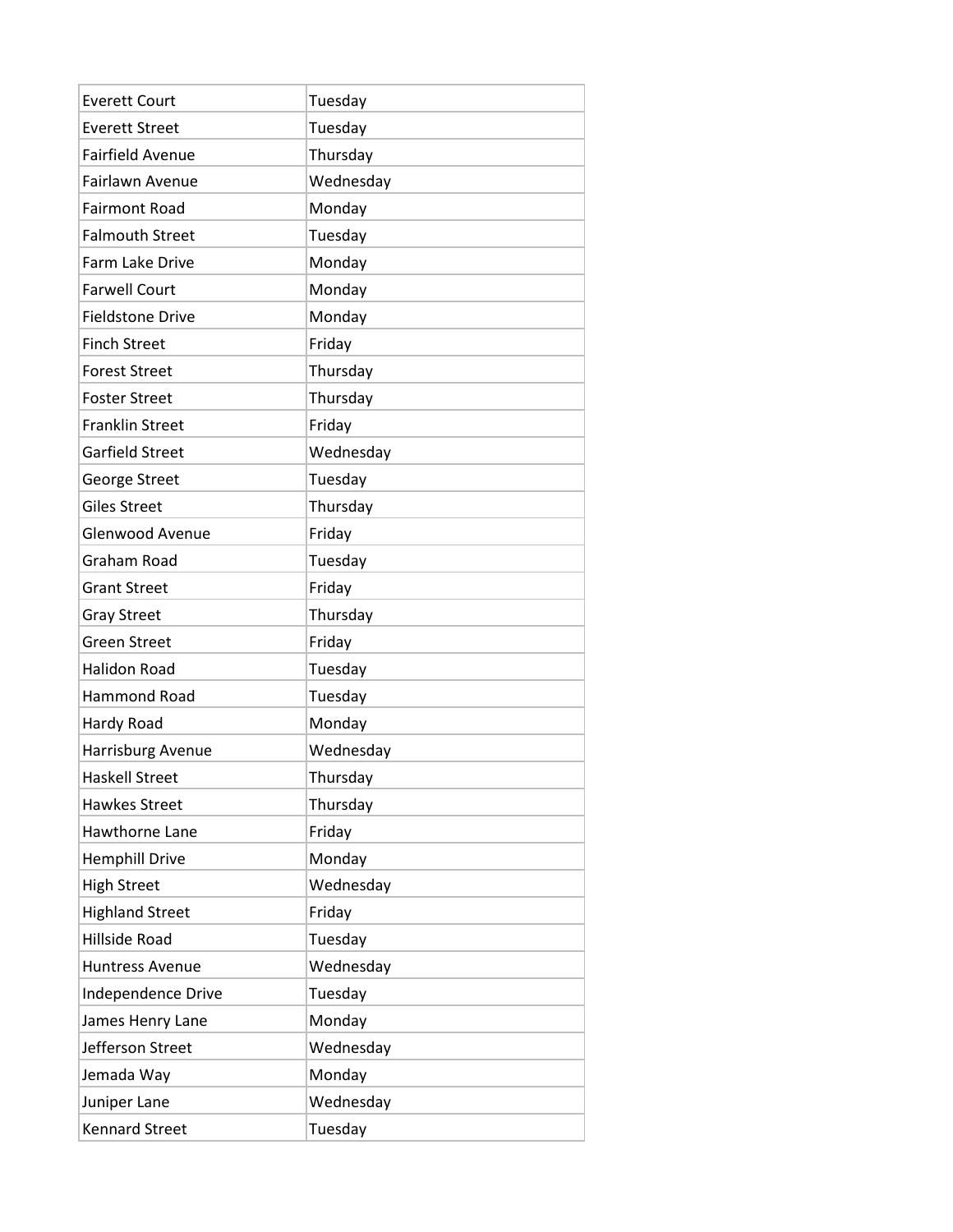| Everett Court | Tuesday |
| --- | --- |
| Everett Street | Tuesday |
| Fairfield Avenue | Thursday |
| Fairlawn Avenue | Wednesday |
| Fairmont Road | Monday |
| Falmouth Street | Tuesday |
| Farm Lake Drive | Monday |
| Farwell Court | Monday |
| Fieldstone Drive | Monday |
| Finch Street | Friday |
| Forest Street | Thursday |
| Foster Street | Thursday |
| Franklin Street | Friday |
| Garfield Street | Wednesday |
| George Street | Tuesday |
| Giles Street | Thursday |
| Glenwood Avenue | Friday |
| Graham Road | Tuesday |
| Grant Street | Friday |
| Gray Street | Thursday |
| Green Street | Friday |
| Halidon Road | Tuesday |
| Hammond Road | Tuesday |
| Hardy Road | Monday |
| Harrisburg Avenue | Wednesday |
| Haskell Street | Thursday |
| Hawkes Street | Thursday |
| Hawthorne Lane | Friday |
| Hemphill Drive | Monday |
| High Street | Wednesday |
| Highland Street | Friday |
| Hillside Road | Tuesday |
| Huntress Avenue | Wednesday |
| Independence Drive | Tuesday |
| James Henry Lane | Monday |
| Jefferson Street | Wednesday |
| Jemada Way | Monday |
| Juniper Lane | Wednesday |
| Kennard Street | Tuesday |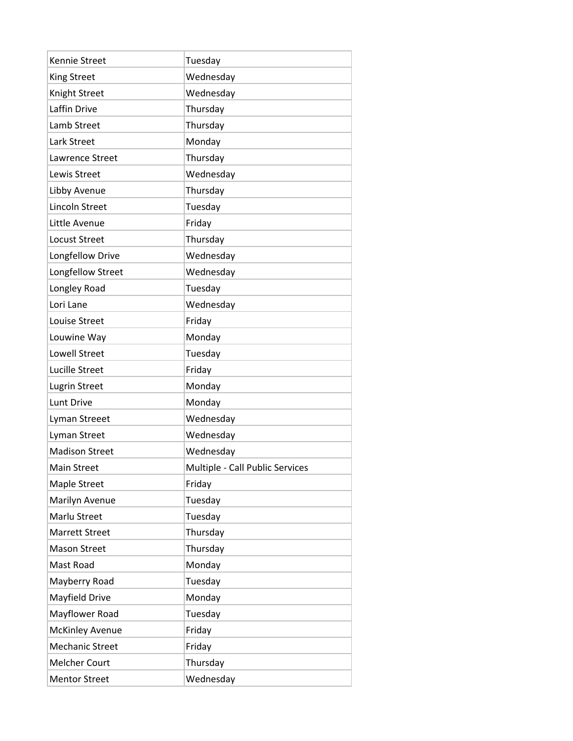| Kennie Street | Tuesday |
|---|---|
| King Street | Wednesday |
| Knight Street | Wednesday |
| Laffin Drive | Thursday |
| Lamb Street | Thursday |
| Lark Street | Monday |
| Lawrence Street | Thursday |
| Lewis Street | Wednesday |
| Libby Avenue | Thursday |
| Lincoln Street | Tuesday |
| Little Avenue | Friday |
| Locust Street | Thursday |
| Longfellow Drive | Wednesday |
| Longfellow Street | Wednesday |
| Longley Road | Tuesday |
| Lori Lane | Wednesday |
| Louise Street | Friday |
| Louwine Way | Monday |
| Lowell Street | Tuesday |
| Lucille Street | Friday |
| Lugrin Street | Monday |
| Lunt Drive | Monday |
| Lyman Streeet | Wednesday |
| Lyman Street | Wednesday |
| Madison Street | Wednesday |
| Main Street | Multiple - Call Public Services |
| Maple Street | Friday |
| Marilyn Avenue | Tuesday |
| Marlu Street | Tuesday |
| Marrett Street | Thursday |
| Mason Street | Thursday |
| Mast Road | Monday |
| Mayberry Road | Tuesday |
| Mayfield Drive | Monday |
| Mayflower Road | Tuesday |
| McKinley Avenue | Friday |
| Mechanic Street | Friday |
| Melcher Court | Thursday |
| Mentor Street | Wednesday |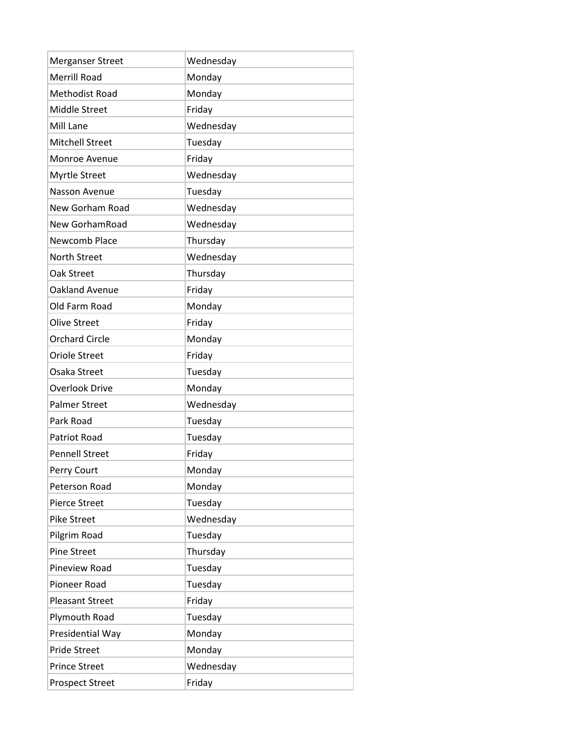| Merganser Street | Wednesday |
|---|---|
| Merrill Road | Monday |
| Methodist Road | Monday |
| Middle Street | Friday |
| Mill Lane | Wednesday |
| Mitchell Street | Tuesday |
| Monroe Avenue | Friday |
| Myrtle Street | Wednesday |
| Nasson Avenue | Tuesday |
| New Gorham Road | Wednesday |
| New GorhamRoad | Wednesday |
| Newcomb Place | Thursday |
| North Street | Wednesday |
| Oak Street | Thursday |
| Oakland Avenue | Friday |
| Old Farm Road | Monday |
| Olive Street | Friday |
| Orchard Circle | Monday |
| Oriole Street | Friday |
| Osaka Street | Tuesday |
| Overlook Drive | Monday |
| Palmer Street | Wednesday |
| Park Road | Tuesday |
| Patriot Road | Tuesday |
| Pennell Street | Friday |
| Perry Court | Monday |
| Peterson Road | Monday |
| Pierce Street | Tuesday |
| Pike Street | Wednesday |
| Pilgrim Road | Tuesday |
| Pine Street | Thursday |
| Pineview Road | Tuesday |
| Pioneer Road | Tuesday |
| Pleasant Street | Friday |
| Plymouth Road | Tuesday |
| Presidential Way | Monday |
| Pride Street | Monday |
| Prince Street | Wednesday |
| Prospect Street | Friday |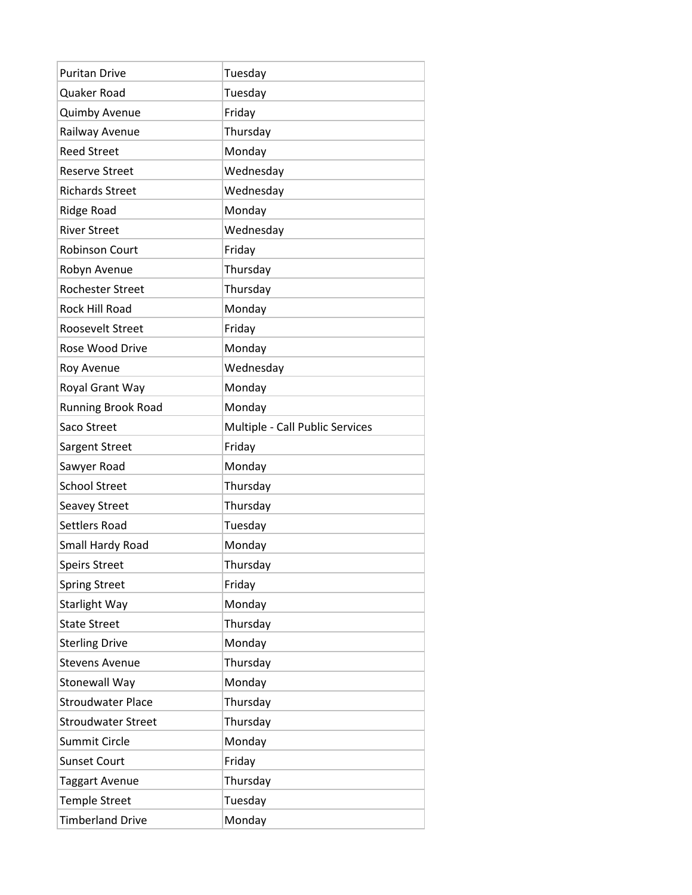| | |
|---|---|
| Puritan Drive | Tuesday |
| Quaker Road | Tuesday |
| Quimby Avenue | Friday |
| Railway Avenue | Thursday |
| Reed Street | Monday |
| Reserve Street | Wednesday |
| Richards Street | Wednesday |
| Ridge Road | Monday |
| River Street | Wednesday |
| Robinson Court | Friday |
| Robyn Avenue | Thursday |
| Rochester Street | Thursday |
| Rock Hill Road | Monday |
| Roosevelt Street | Friday |
| Rose Wood Drive | Monday |
| Roy Avenue | Wednesday |
| Royal Grant Way | Monday |
| Running Brook Road | Monday |
| Saco Street | Multiple - Call Public Services |
| Sargent Street | Friday |
| Sawyer Road | Monday |
| School Street | Thursday |
| Seavey Street | Thursday |
| Settlers Road | Tuesday |
| Small Hardy Road | Monday |
| Speirs Street | Thursday |
| Spring Street | Friday |
| Starlight Way | Monday |
| State Street | Thursday |
| Sterling Drive | Monday |
| Stevens Avenue | Thursday |
| Stonewall Way | Monday |
| Stroudwater Place | Thursday |
| Stroudwater Street | Thursday |
| Summit Circle | Monday |
| Sunset Court | Friday |
| Taggart Avenue | Thursday |
| Temple Street | Tuesday |
| Timberland Drive | Monday |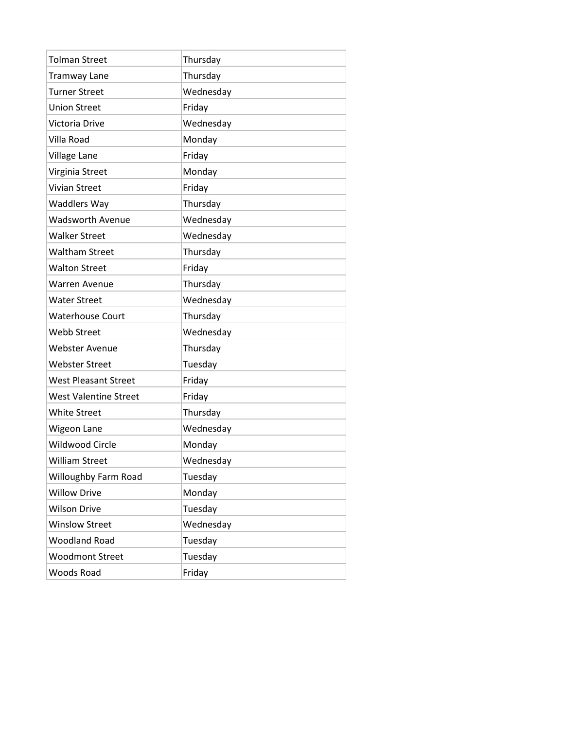| | |
|---|---|
| Tolman Street | Thursday |
| Tramway Lane | Thursday |
| Turner Street | Wednesday |
| Union Street | Friday |
| Victoria Drive | Wednesday |
| Villa Road | Monday |
| Village Lane | Friday |
| Virginia Street | Monday |
| Vivian Street | Friday |
| Waddlers Way | Thursday |
| Wadsworth Avenue | Wednesday |
| Walker Street | Wednesday |
| Waltham Street | Thursday |
| Walton Street | Friday |
| Warren Avenue | Thursday |
| Water Street | Wednesday |
| Waterhouse Court | Thursday |
| Webb Street | Wednesday |
| Webster Avenue | Thursday |
| Webster Street | Tuesday |
| West Pleasant Street | Friday |
| West Valentine Street | Friday |
| White Street | Thursday |
| Wigeon Lane | Wednesday |
| Wildwood Circle | Monday |
| William Street | Wednesday |
| Willoughby Farm Road | Tuesday |
| Willow Drive | Monday |
| Wilson Drive | Tuesday |
| Winslow Street | Wednesday |
| Woodland Road | Tuesday |
| Woodmont Street | Tuesday |
| Woods Road | Friday |